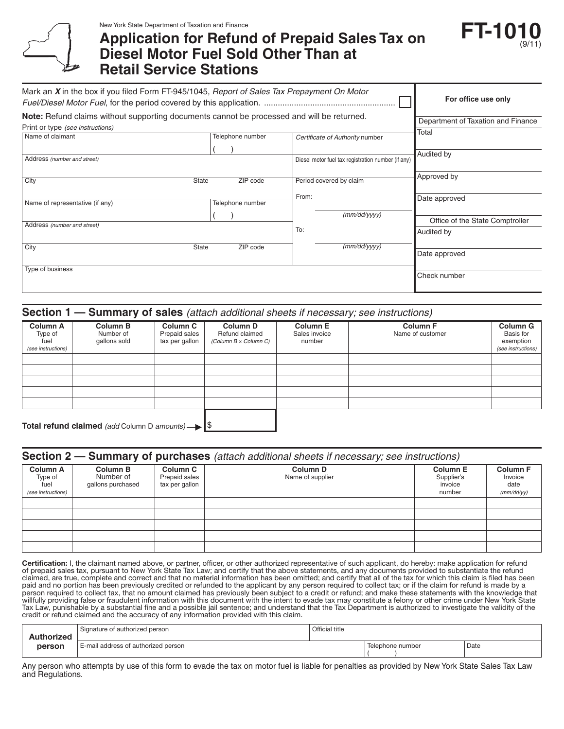New York State Department of Taxation and Finance

# Application for Refund of Prepaid Sales Tax on Diesel Motor Fuel Sold Other Than at Retail Service Stations

**FT-1010** (9/11)

Mark an ***X*** in the box if you filed Form FT-945/1045, *Report of Sales Tax Prepayment On Motor Fuel/Diesel Motor Fuel*, for the period covered by this application. ........................................................ ☐

**Note:** Refund claims without supporting documents cannot be processed and will be returned.

Print or type *(see instructions)*

| Name of claimant | Telephone number ( ) | *Certificate of Authority* number |
|---|---|---|
| Address *(number and street)* | | Diesel motor fuel tax registration number (if any) |
| City | State / ZIP code | Period covered by claim From: (mm/dd/yyyy) |
| Name of representative (if any) | Telephone number ( ) | |
| Address *(number and street)* | | To: (mm/dd/yyyy) |
| City | State / ZIP code | |
| Type of business | | |

| For office use only |
|---|
| Department of Taxation and Finance |
| Total |
| Audited by |
| Approved by |
| Date approved |
| Office of the State Comptroller |
| Audited by |
| Date approved |
| Check number |

## Section 1 — Summary of sales *(attach additional sheets if necessary; see instructions)*

| Column A Type of fuel *(see instructions)* | Column B Number of gallons sold | Column C Prepaid sales tax per gallon | Column D Refund claimed *(Column B × Column C)* | Column E Sales invoice number | Column F Name of customer | Column G Basis for exemption *(see instructions)* |
|---|---|---|---|---|---|---|
| | | | | | | |
| | | | | | | |
| | | | | | | |
| | | | | | | |
| | | | | | | |

**Total refund claimed** *(add Column D amounts)* ➡ $

## Section 2 — Summary of purchases *(attach additional sheets if necessary; see instructions)*

| Column A Type of fuel *(see instructions)* | Column B Number of gallons purchased | Column C Prepaid sales tax per gallon | Column D Name of supplier | Column E Supplier's invoice number | Column F Invoice date *(mm/dd/yy)* |
|---|---|---|---|---|---|
| | | | | | |
| | | | | | |
| | | | | | |
| | | | | | |
| | | | | | |

**Certification:** I, the claimant named above, or partner, officer, or other authorized representative of such applicant, do hereby: make application for refund of prepaid sales tax, pursuant to New York State Tax Law; and certify that the above statements, and any documents provided to substantiate the refund claimed, are true, complete and correct and that no material information has been omitted; and certify that all of the tax for which this claim is filed has been paid and no portion has been previously credited or refunded to the applicant by any person required to collect tax; or if the claim for refund is made by a person required to collect tax, that no amount claimed has previously been subject to a credit or refund; and make these statements with the knowledge that willfully providing false or fraudulent information with this document with the intent to evade tax may constitute a felony or other crime under New York State Tax Law, punishable by a substantial fine and a possible jail sentence; and understand that the Tax Department is authorized to investigate the validity of the credit or refund claimed and the accuracy of any information provided with this claim.

| **Authorized person** | Signature of authorized person | | Official title |
|---|---|---|---|
| | E-mail address of authorized person | Telephone number ( ) | Date |

Any person who attempts by use of this form to evade the tax on motor fuel is liable for penalties as provided by New York State Sales Tax Law and Regulations.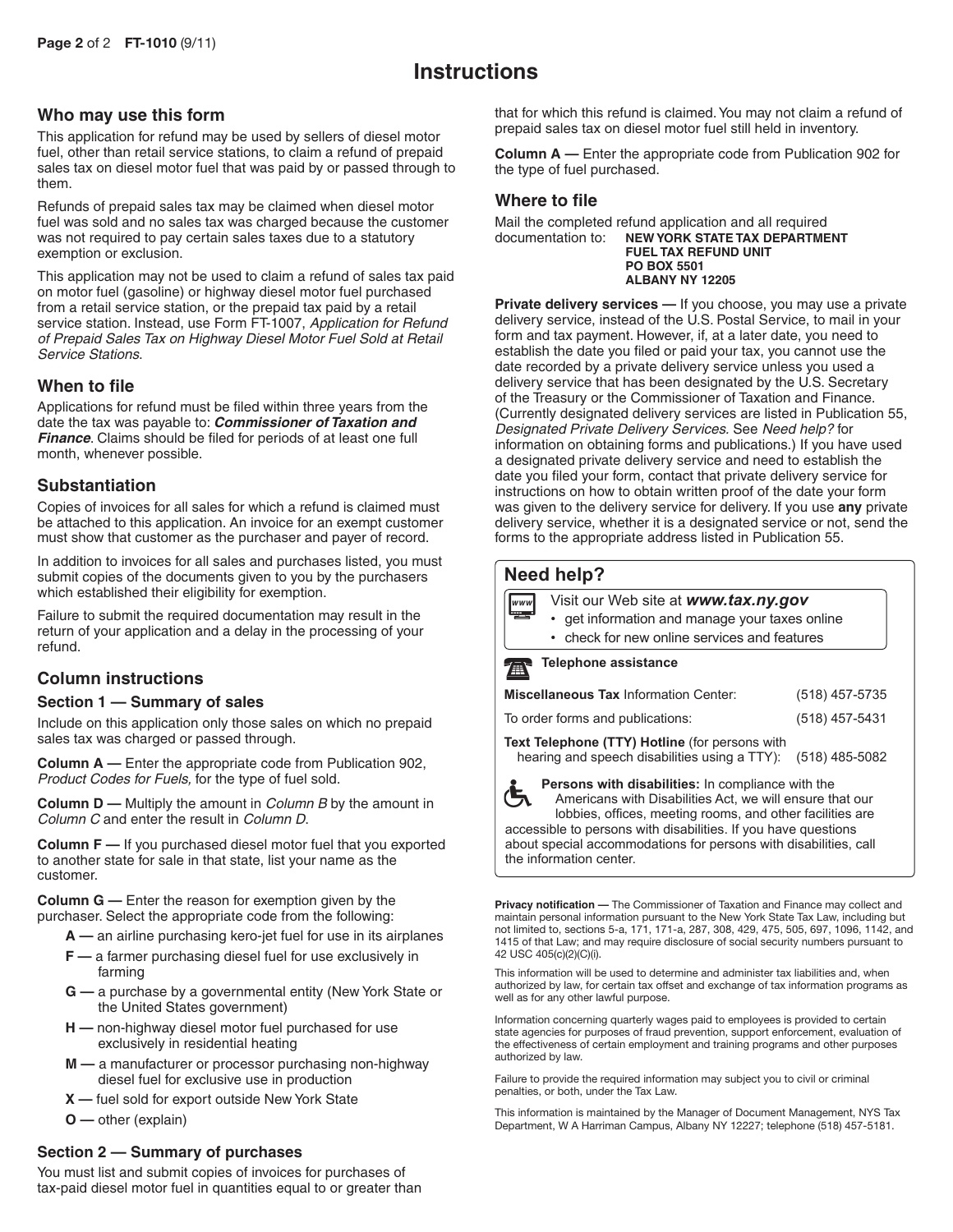# Instructions

## Who may use this form

This application for refund may be used by sellers of diesel motor fuel, other than retail service stations, to claim a refund of prepaid sales tax on diesel motor fuel that was paid by or passed through to them.

Refunds of prepaid sales tax may be claimed when diesel motor fuel was sold and no sales tax was charged because the customer was not required to pay certain sales taxes due to a statutory exemption or exclusion.

This application may not be used to claim a refund of sales tax paid on motor fuel (gasoline) or highway diesel motor fuel purchased from a retail service station, or the prepaid tax paid by a retail service station. Instead, use Form FT-1007, *Application for Refund of Prepaid Sales Tax on Highway Diesel Motor Fuel Sold at Retail Service Stations*.

## When to file

Applications for refund must be filed within three years from the date the tax was payable to: ***Commissioner of Taxation and Finance***. Claims should be filed for periods of at least one full month, whenever possible.

## Substantiation

Copies of invoices for all sales for which a refund is claimed must be attached to this application. An invoice for an exempt customer must show that customer as the purchaser and payer of record.

In addition to invoices for all sales and purchases listed, you must submit copies of the documents given to you by the purchasers which established their eligibility for exemption.

Failure to submit the required documentation may result in the return of your application and a delay in the processing of your refund.

## Column instructions

### Section 1 — Summary of sales

Include on this application only those sales on which no prepaid sales tax was charged or passed through.

**Column A —** Enter the appropriate code from Publication 902, *Product Codes for Fuels,* for the type of fuel sold.

**Column D —** Multiply the amount in *Column B* by the amount in *Column C* and enter the result in *Column D*.

**Column F —** If you purchased diesel motor fuel that you exported to another state for sale in that state, list your name as the customer.

**Column G —** Enter the reason for exemption given by the purchaser. Select the appropriate code from the following:

- **A —** an airline purchasing kero-jet fuel for use in its airplanes
- **F —** a farmer purchasing diesel fuel for use exclusively in farming
- **G —** a purchase by a governmental entity (New York State or the United States government)
- **H —** non-highway diesel motor fuel purchased for use exclusively in residential heating
- **M —** a manufacturer or processor purchasing non-highway diesel fuel for exclusive use in production
- **X —** fuel sold for export outside New York State
- **O —** other (explain)

### Section 2 — Summary of purchases

You must list and submit copies of invoices for purchases of tax-paid diesel motor fuel in quantities equal to or greater than that for which this refund is claimed. You may not claim a refund of prepaid sales tax on diesel motor fuel still held in inventory.

**Column A —** Enter the appropriate code from Publication 902 for the type of fuel purchased.

## Where to file

Mail the completed refund application and all required documentation to:

**NEW YORK STATE TAX DEPARTMENT**
**FUEL TAX REFUND UNIT**
**PO BOX 5501**
**ALBANY NY 12205**

**Private delivery services —** If you choose, you may use a private delivery service, instead of the U.S. Postal Service, to mail in your form and tax payment. However, if, at a later date, you need to establish the date you filed or paid your tax, you cannot use the date recorded by a private delivery service unless you used a delivery service that has been designated by the U.S. Secretary of the Treasury or the Commissioner of Taxation and Finance. (Currently designated delivery services are listed in Publication 55, *Designated Private Delivery Services.* See *Need help?* for information on obtaining forms and publications.) If you have used a designated private delivery service and need to establish the date you filed your form, contact that private delivery service for instructions on how to obtain written proof of the date your form was given to the delivery service for delivery. If you use **any** private delivery service, whether it is a designated service or not, send the forms to the appropriate address listed in Publication 55.

## Need help?

Visit our Web site at ***www.tax.ny.gov***

- get information and manage your taxes online
- check for new online services and features

**Telephone assistance**

| | |
|---|---|
| **Miscellaneous Tax** Information Center: | (518) 457-5735 |
| To order forms and publications: | (518) 457-5431 |
| **Text Telephone (TTY) Hotline** (for persons with hearing and speech disabilities using a TTY): | (518) 485-5082 |

**Persons with disabilities:** In compliance with the Americans with Disabilities Act, we will ensure that our lobbies, offices, meeting rooms, and other facilities are accessible to persons with disabilities. If you have questions about special accommodations for persons with disabilities, call the information center.

**Privacy notification —** The Commissioner of Taxation and Finance may collect and maintain personal information pursuant to the New York State Tax Law, including but not limited to, sections 5-a, 171, 171-a, 287, 308, 429, 475, 505, 697, 1096, 1142, and 1415 of that Law; and may require disclosure of social security numbers pursuant to 42 USC 405(c)(2)(C)(i).

This information will be used to determine and administer tax liabilities and, when authorized by law, for certain tax offset and exchange of tax information programs as well as for any other lawful purpose.

Information concerning quarterly wages paid to employees is provided to certain state agencies for purposes of fraud prevention, support enforcement, evaluation of the effectiveness of certain employment and training programs and other purposes authorized by law.

Failure to provide the required information may subject you to civil or criminal penalties, or both, under the Tax Law.

This information is maintained by the Manager of Document Management, NYS Tax Department, W A Harriman Campus, Albany NY 12227; telephone (518) 457-5181.